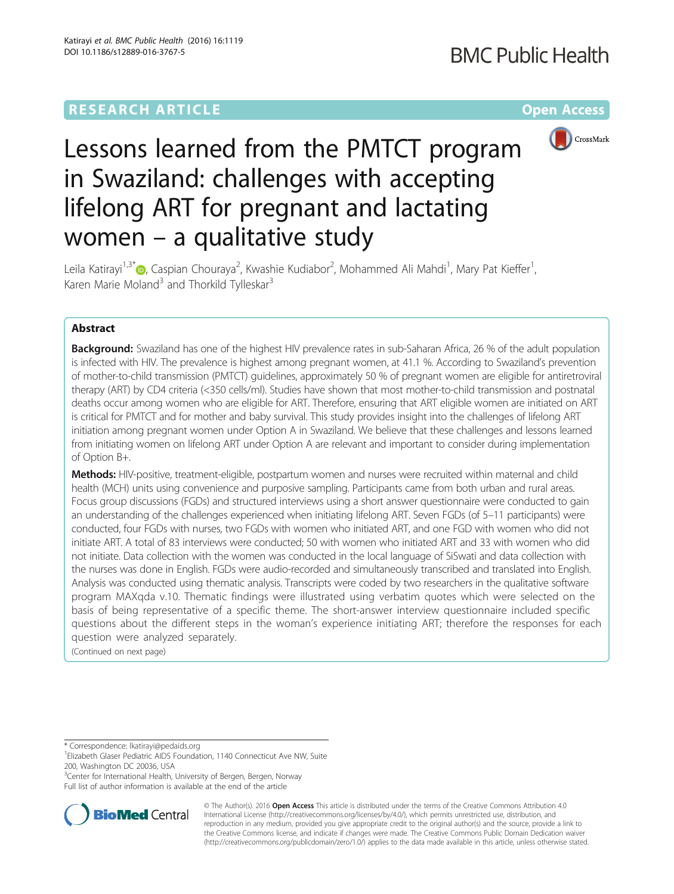RESEARCH ARTICLE

Open Access

# Lessons learned from the PMTCT program in Swaziland: challenges with accepting lifelong ART for pregnant and lactating women – a qualitative study

Leila Katirayi[1,3*], Caspian Chouraya[2], Kwashie Kudiabor[2], Mohammed Ali Mahdi[1], Mary Pat Kieffer[1], Karen Marie Moland[3] and Thorkild Tylleskar[3]

## Abstract

**Background:** Swaziland has one of the highest HIV prevalence rates in sub-Saharan Africa, 26 % of the adult population is infected with HIV. The prevalence is highest among pregnant women, at 41.1 %. According to Swaziland's prevention of mother-to-child transmission (PMTCT) guidelines, approximately 50 % of pregnant women are eligible for antiretroviral therapy (ART) by CD4 criteria (<350 cells/ml). Studies have shown that most mother-to-child transmission and postnatal deaths occur among women who are eligible for ART. Therefore, ensuring that ART eligible women are initiated on ART is critical for PMTCT and for mother and baby survival. This study provides insight into the challenges of lifelong ART initiation among pregnant women under Option A in Swaziland. We believe that these challenges and lessons learned from initiating women on lifelong ART under Option A are relevant and important to consider during implementation of Option B+.

**Methods:** HIV-positive, treatment-eligible, postpartum women and nurses were recruited within maternal and child health (MCH) units using convenience and purposive sampling. Participants came from both urban and rural areas. Focus group discussions (FGDs) and structured interviews using a short answer questionnaire were conducted to gain an understanding of the challenges experienced when initiating lifelong ART. Seven FGDs (of 5–11 participants) were conducted, four FGDs with nurses, two FGDs with women who initiated ART, and one FGD with women who did not initiate ART. A total of 83 interviews were conducted; 50 with women who initiated ART and 33 with women who did not initiate. Data collection with the women was conducted in the local language of SiSwati and data collection with the nurses was done in English. FGDs were audio-recorded and simultaneously transcribed and translated into English. Analysis was conducted using thematic analysis. Transcripts were coded by two researchers in the qualitative software program MAXqda v.10. Thematic findings were illustrated using verbatim quotes which were selected on the basis of being representative of a specific theme. The short-answer interview questionnaire included specific questions about the different steps in the woman's experience initiating ART; therefore the responses for each question were analyzed separately.

(Continued on next page)

---

* Correspondence: lkatirayi@pedaids.org

[1]Elizabeth Glaser Pediatric AIDS Foundation, 1140 Connecticut Ave NW, Suite 200, Washington DC 20036, USA

[3]Center for International Health, University of Bergen, Bergen, Norway

Full list of author information is available at the end of the article

© The Author(s). 2016 **Open Access** This article is distributed under the terms of the Creative Commons Attribution 4.0 International License (http://creativecommons.org/licenses/by/4.0/), which permits unrestricted use, distribution, and reproduction in any medium, provided you give appropriate credit to the original author(s) and the source, provide a link to the Creative Commons license, and indicate if changes were made. The Creative Commons Public Domain Dedication waiver (http://creativecommons.org/publicdomain/zero/1.0/) applies to the data made available in this article, unless otherwise stated.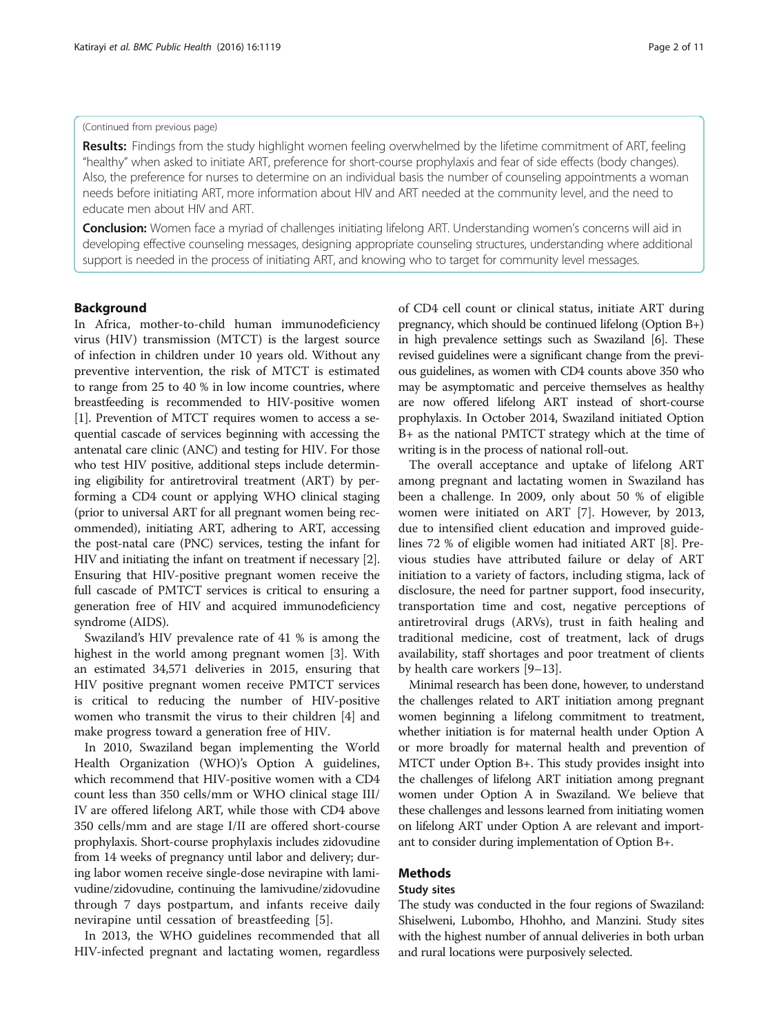(Continued from previous page)

**Results:** Findings from the study highlight women feeling overwhelmed by the lifetime commitment of ART, feeling "healthy" when asked to initiate ART, preference for short-course prophylaxis and fear of side effects (body changes). Also, the preference for nurses to determine on an individual basis the number of counseling appointments a woman needs before initiating ART, more information about HIV and ART needed at the community level, and the need to educate men about HIV and ART.

**Conclusion:** Women face a myriad of challenges initiating lifelong ART. Understanding women's concerns will aid in developing effective counseling messages, designing appropriate counseling structures, understanding where additional support is needed in the process of initiating ART, and knowing who to target for community level messages.

## Background

In Africa, mother-to-child human immunodeficiency virus (HIV) transmission (MTCT) is the largest source of infection in children under 10 years old. Without any preventive intervention, the risk of MTCT is estimated to range from 25 to 40 % in low income countries, where breastfeeding is recommended to HIV-positive women [1]. Prevention of MTCT requires women to access a sequential cascade of services beginning with accessing the antenatal care clinic (ANC) and testing for HIV. For those who test HIV positive, additional steps include determining eligibility for antiretroviral treatment (ART) by performing a CD4 count or applying WHO clinical staging (prior to universal ART for all pregnant women being recommended), initiating ART, adhering to ART, accessing the post-natal care (PNC) services, testing the infant for HIV and initiating the infant on treatment if necessary [2]. Ensuring that HIV-positive pregnant women receive the full cascade of PMTCT services is critical to ensuring a generation free of HIV and acquired immunodeficiency syndrome (AIDS).

Swaziland's HIV prevalence rate of 41 % is among the highest in the world among pregnant women [3]. With an estimated 34,571 deliveries in 2015, ensuring that HIV positive pregnant women receive PMTCT services is critical to reducing the number of HIV-positive women who transmit the virus to their children [4] and make progress toward a generation free of HIV.

In 2010, Swaziland began implementing the World Health Organization (WHO)'s Option A guidelines, which recommend that HIV-positive women with a CD4 count less than 350 cells/mm or WHO clinical stage III/IV are offered lifelong ART, while those with CD4 above 350 cells/mm and are stage I/II are offered short-course prophylaxis. Short-course prophylaxis includes zidovudine from 14 weeks of pregnancy until labor and delivery; during labor women receive single-dose nevirapine with lamivudine/zidovudine, continuing the lamivudine/zidovudine through 7 days postpartum, and infants receive daily nevirapine until cessation of breastfeeding [5].

In 2013, the WHO guidelines recommended that all HIV-infected pregnant and lactating women, regardless of CD4 cell count or clinical status, initiate ART during pregnancy, which should be continued lifelong (Option B+) in high prevalence settings such as Swaziland [6]. These revised guidelines were a significant change from the previous guidelines, as women with CD4 counts above 350 who may be asymptomatic and perceive themselves as healthy are now offered lifelong ART instead of short-course prophylaxis. In October 2014, Swaziland initiated Option B+ as the national PMTCT strategy which at the time of writing is in the process of national roll-out.

The overall acceptance and uptake of lifelong ART among pregnant and lactating women in Swaziland has been a challenge. In 2009, only about 50 % of eligible women were initiated on ART [7]. However, by 2013, due to intensified client education and improved guidelines 72 % of eligible women had initiated ART [8]. Previous studies have attributed failure or delay of ART initiation to a variety of factors, including stigma, lack of disclosure, the need for partner support, food insecurity, transportation time and cost, negative perceptions of antiretroviral drugs (ARVs), trust in faith healing and traditional medicine, cost of treatment, lack of drugs availability, staff shortages and poor treatment of clients by health care workers [9–13].

Minimal research has been done, however, to understand the challenges related to ART initiation among pregnant women beginning a lifelong commitment to treatment, whether initiation is for maternal health under Option A or more broadly for maternal health and prevention of MTCT under Option B+. This study provides insight into the challenges of lifelong ART initiation among pregnant women under Option A in Swaziland. We believe that these challenges and lessons learned from initiating women on lifelong ART under Option A are relevant and important to consider during implementation of Option B+.

## Methods

### Study sites

The study was conducted in the four regions of Swaziland: Shiselweni, Lubombo, Hhohho, and Manzini. Study sites with the highest number of annual deliveries in both urban and rural locations were purposively selected.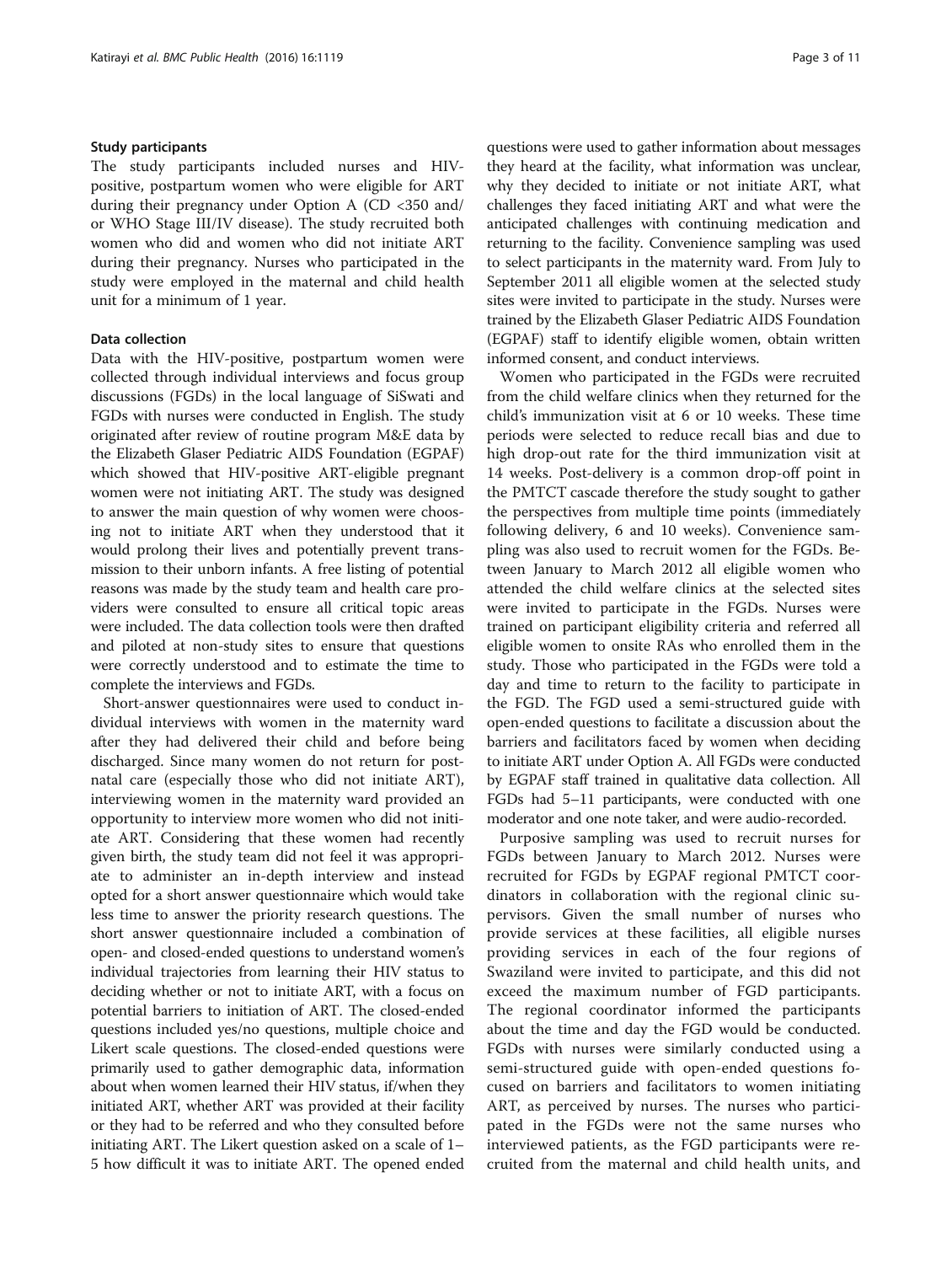### Study participants

The study participants included nurses and HIV-positive, postpartum women who were eligible for ART during their pregnancy under Option A (CD <350 and/or WHO Stage III/IV disease). The study recruited both women who did and women who did not initiate ART during their pregnancy. Nurses who participated in the study were employed in the maternal and child health unit for a minimum of 1 year.

### Data collection

Data with the HIV-positive, postpartum women were collected through individual interviews and focus group discussions (FGDs) in the local language of SiSwati and FGDs with nurses were conducted in English. The study originated after review of routine program M&E data by the Elizabeth Glaser Pediatric AIDS Foundation (EGPAF) which showed that HIV-positive ART-eligible pregnant women were not initiating ART. The study was designed to answer the main question of why women were choosing not to initiate ART when they understood that it would prolong their lives and potentially prevent transmission to their unborn infants. A free listing of potential reasons was made by the study team and health care providers were consulted to ensure all critical topic areas were included. The data collection tools were then drafted and piloted at non-study sites to ensure that questions were correctly understood and to estimate the time to complete the interviews and FGDs.

Short-answer questionnaires were used to conduct individual interviews with women in the maternity ward after they had delivered their child and before being discharged. Since many women do not return for postnatal care (especially those who did not initiate ART), interviewing women in the maternity ward provided an opportunity to interview more women who did not initiate ART. Considering that these women had recently given birth, the study team did not feel it was appropriate to administer an in-depth interview and instead opted for a short answer questionnaire which would take less time to answer the priority research questions. The short answer questionnaire included a combination of open- and closed-ended questions to understand women's individual trajectories from learning their HIV status to deciding whether or not to initiate ART, with a focus on potential barriers to initiation of ART. The closed-ended questions included yes/no questions, multiple choice and Likert scale questions. The closed-ended questions were primarily used to gather demographic data, information about when women learned their HIV status, if/when they initiated ART, whether ART was provided at their facility or they had to be referred and who they consulted before initiating ART. The Likert question asked on a scale of 1–5 how difficult it was to initiate ART. The opened ended questions were used to gather information about messages they heard at the facility, what information was unclear, why they decided to initiate or not initiate ART, what challenges they faced initiating ART and what were the anticipated challenges with continuing medication and returning to the facility. Convenience sampling was used to select participants in the maternity ward. From July to September 2011 all eligible women at the selected study sites were invited to participate in the study. Nurses were trained by the Elizabeth Glaser Pediatric AIDS Foundation (EGPAF) staff to identify eligible women, obtain written informed consent, and conduct interviews.

Women who participated in the FGDs were recruited from the child welfare clinics when they returned for the child's immunization visit at 6 or 10 weeks. These time periods were selected to reduce recall bias and due to high drop-out rate for the third immunization visit at 14 weeks. Post-delivery is a common drop-off point in the PMTCT cascade therefore the study sought to gather the perspectives from multiple time points (immediately following delivery, 6 and 10 weeks). Convenience sampling was also used to recruit women for the FGDs. Between January to March 2012 all eligible women who attended the child welfare clinics at the selected sites were invited to participate in the FGDs. Nurses were trained on participant eligibility criteria and referred all eligible women to onsite RAs who enrolled them in the study. Those who participated in the FGDs were told a day and time to return to the facility to participate in the FGD. The FGD used a semi-structured guide with open-ended questions to facilitate a discussion about the barriers and facilitators faced by women when deciding to initiate ART under Option A. All FGDs were conducted by EGPAF staff trained in qualitative data collection. All FGDs had 5–11 participants, were conducted with one moderator and one note taker, and were audio-recorded.

Purposive sampling was used to recruit nurses for FGDs between January to March 2012. Nurses were recruited for FGDs by EGPAF regional PMTCT coordinators in collaboration with the regional clinic supervisors. Given the small number of nurses who provide services at these facilities, all eligible nurses providing services in each of the four regions of Swaziland were invited to participate, and this did not exceed the maximum number of FGD participants. The regional coordinator informed the participants about the time and day the FGD would be conducted. FGDs with nurses were similarly conducted using a semi-structured guide with open-ended questions focused on barriers and facilitators to women initiating ART, as perceived by nurses. The nurses who participated in the FGDs were not the same nurses who interviewed patients, as the FGD participants were recruited from the maternal and child health units, and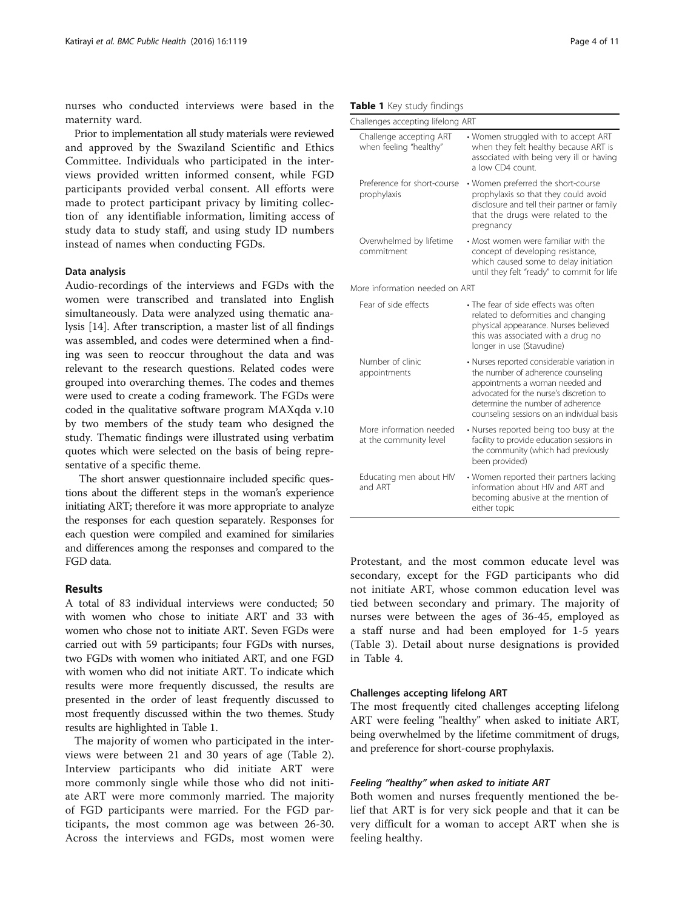nurses who conducted interviews were based in the maternity ward.

Prior to implementation all study materials were reviewed and approved by the Swaziland Scientific and Ethics Committee. Individuals who participated in the interviews provided written informed consent, while FGD participants provided verbal consent. All efforts were made to protect participant privacy by limiting collection of any identifiable information, limiting access of study data to study staff, and using study ID numbers instead of names when conducting FGDs.

### Data analysis

Audio-recordings of the interviews and FGDs with the women were transcribed and translated into English simultaneously. Data were analyzed using thematic analysis [14]. After transcription, a master list of all findings was assembled, and codes were determined when a finding was seen to reoccur throughout the data and was relevant to the research questions. Related codes were grouped into overarching themes. The codes and themes were used to create a coding framework. The FGDs were coded in the qualitative software program MAXqda v.10 by two members of the study team who designed the study. Thematic findings were illustrated using verbatim quotes which were selected on the basis of being representative of a specific theme.

The short answer questionnaire included specific questions about the different steps in the woman's experience initiating ART; therefore it was more appropriate to analyze the responses for each question separately. Responses for each question were compiled and examined for similaries and differences among the responses and compared to the FGD data.

## Results

A total of 83 individual interviews were conducted; 50 with women who chose to initiate ART and 33 with women who chose not to initiate ART. Seven FGDs were carried out with 59 participants; four FGDs with nurses, two FGDs with women who initiated ART, and one FGD with women who did not initiate ART. To indicate which results were more frequently discussed, the results are presented in the order of least frequently discussed to most frequently discussed within the two themes. Study results are highlighted in Table 1.

**Table 1** Key study findings

| Challenges accepting lifelong ART | |
|---|---|
| Challenge accepting ART when feeling "healthy" | • Women struggled with to accept ART when they felt healthy because ART is associated with being very ill or having a low CD4 count. |
| Preference for short-course prophylaxis | • Women preferred the short-course prophylaxis so that they could avoid disclosure and tell their partner or family that the drugs were related to the pregnancy |
| Overwhelmed by lifetime commitment | • Most women were familiar with the concept of developing resistance, which caused some to delay initiation until they felt "ready" to commit for life |
| **More information needed on ART** | |
| Fear of side effects | • The fear of side effects was often related to deformities and changing physical appearance. Nurses believed this was associated with a drug no longer in use (Stavudine) |
| Number of clinic appointments | • Nurses reported considerable variation in the number of adherence counseling appointments a woman needed and advocated for the nurse's discretion to determine the number of adherence counseling sessions on an individual basis |
| More information needed at the community level | • Nurses reported being too busy at the facility to provide education sessions in the community (which had previously been provided) |
| Educating men about HIV and ART | • Women reported their partners lacking information about HIV and ART and becoming abusive at the mention of either topic |

The majority of women who participated in the interviews were between 21 and 30 years of age (Table 2). Interview participants who did initiate ART were more commonly single while those who did not initiate ART were more commonly married. The majority of FGD participants were married. For the FGD participants, the most common age was between 26-30. Across the interviews and FGDs, most women were Protestant, and the most common educate level was secondary, except for the FGD participants who did not initiate ART, whose common education level was tied between secondary and primary. The majority of nurses were between the ages of 36-45, employed as a staff nurse and had been employed for 1-5 years (Table 3). Detail about nurse designations is provided in Table 4.

### Challenges accepting lifelong ART

The most frequently cited challenges accepting lifelong ART were feeling "healthy" when asked to initiate ART, being overwhelmed by the lifetime commitment of drugs, and preference for short-course prophylaxis.

#### *Feeling "healthy" when asked to initiate ART*

Both women and nurses frequently mentioned the belief that ART is for very sick people and that it can be very difficult for a woman to accept ART when she is feeling healthy.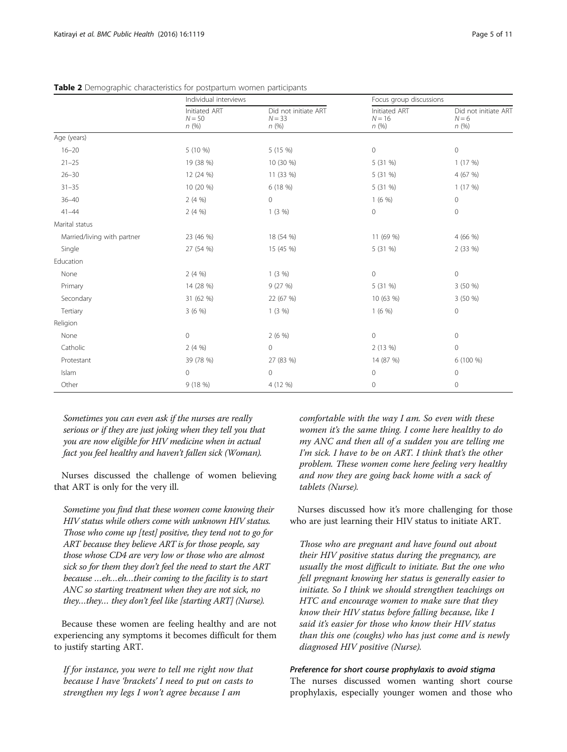**Table 2** Demographic characteristics for postpartum women participants

| | Individual interviews | | Focus group discussions | |
|---|---|---|---|---|
| | Initiated ART $N = 50$ n (%) | Did not initiate ART $N = 33$ n (%) | Initiated ART $N = 16$ n (%) | Did not initiate ART $N = 6$ n (%) |
| Age (years) | | | | |
| 16–20 | 5 (10 %) | 5 (15 %) | 0 | 0 |
| 21–25 | 19 (38 %) | 10 (30 %) | 5 (31 %) | 1 (17 %) |
| 26–30 | 12 (24 %) | 11 (33 %) | 5 (31 %) | 4 (67 %) |
| 31–35 | 10 (20 %) | 6 (18 %) | 5 (31 %) | 1 (17 %) |
| 36–40 | 2 (4 %) | 0 | 1 (6 %) | 0 |
| 41–44 | 2 (4 %) | 1 (3 %) | 0 | 0 |
| Marital status | | | | |
| Married/living with partner | 23 (46 %) | 18 (54 %) | 11 (69 %) | 4 (66 %) |
| Single | 27 (54 %) | 15 (45 %) | 5 (31 %) | 2 (33 %) |
| Education | | | | |
| None | 2 (4 %) | 1 (3 %) | 0 | 0 |
| Primary | 14 (28 %) | 9 (27 %) | 5 (31 %) | 3 (50 %) |
| Secondary | 31 (62 %) | 22 (67 %) | 10 (63 %) | 3 (50 %) |
| Tertiary | 3 (6 %) | 1 (3 %) | 1 (6 %) | 0 |
| Religion | | | | |
| None | 0 | 2 (6 %) | 0 | 0 |
| Catholic | 2 (4 %) | 0 | 2 (13 %) | 0 |
| Protestant | 39 (78 %) | 27 (83 %) | 14 (87 %) | 6 (100 %) |
| Islam | 0 | 0 | 0 | 0 |
| Other | 9 (18 %) | 4 (12 %) | 0 | 0 |

*Sometimes you can even ask if the nurses are really serious or if they are just joking when they tell you that you are now eligible for HIV medicine when in actual fact you feel healthy and haven't fallen sick (Woman).*

Nurses discussed the challenge of women believing that ART is only for the very ill.

*Sometime you find that these women come knowing their HIV status while others come with unknown HIV status. Those who come up [test] positive, they tend not to go for ART because they believe ART is for those people, say those whose CD4 are very low or those who are almost sick so for them they don't feel the need to start the ART because …eh…eh…their coming to the facility is to start ANC so starting treatment when they are not sick, no they…they… they don't feel like [starting ART] (Nurse).*

Because these women are feeling healthy and are not experiencing any symptoms it becomes difficult for them to justify starting ART.

*If for instance, you were to tell me right now that because I have 'brackets' I need to put on casts to strengthen my legs I won't agree because I am comfortable with the way I am. So even with these women it's the same thing. I come here healthy to do my ANC and then all of a sudden you are telling me I'm sick. I have to be on ART. I think that's the other problem. These women come here feeling very healthy and now they are going back home with a sack of tablets (Nurse).*

Nurses discussed how it's more challenging for those who are just learning their HIV status to initiate ART.

*Those who are pregnant and have found out about their HIV positive status during the pregnancy, are usually the most difficult to initiate. But the one who fell pregnant knowing her status is generally easier to initiate. So I think we should strengthen teachings on HTC and encourage women to make sure that they know their HIV status before falling because, like I said it's easier for those who know their HIV status than this one (coughs) who has just come and is newly diagnosed HIV positive (Nurse).*

#### Preference for short course prophylaxis to avoid stigma

The nurses discussed women wanting short course prophylaxis, especially younger women and those who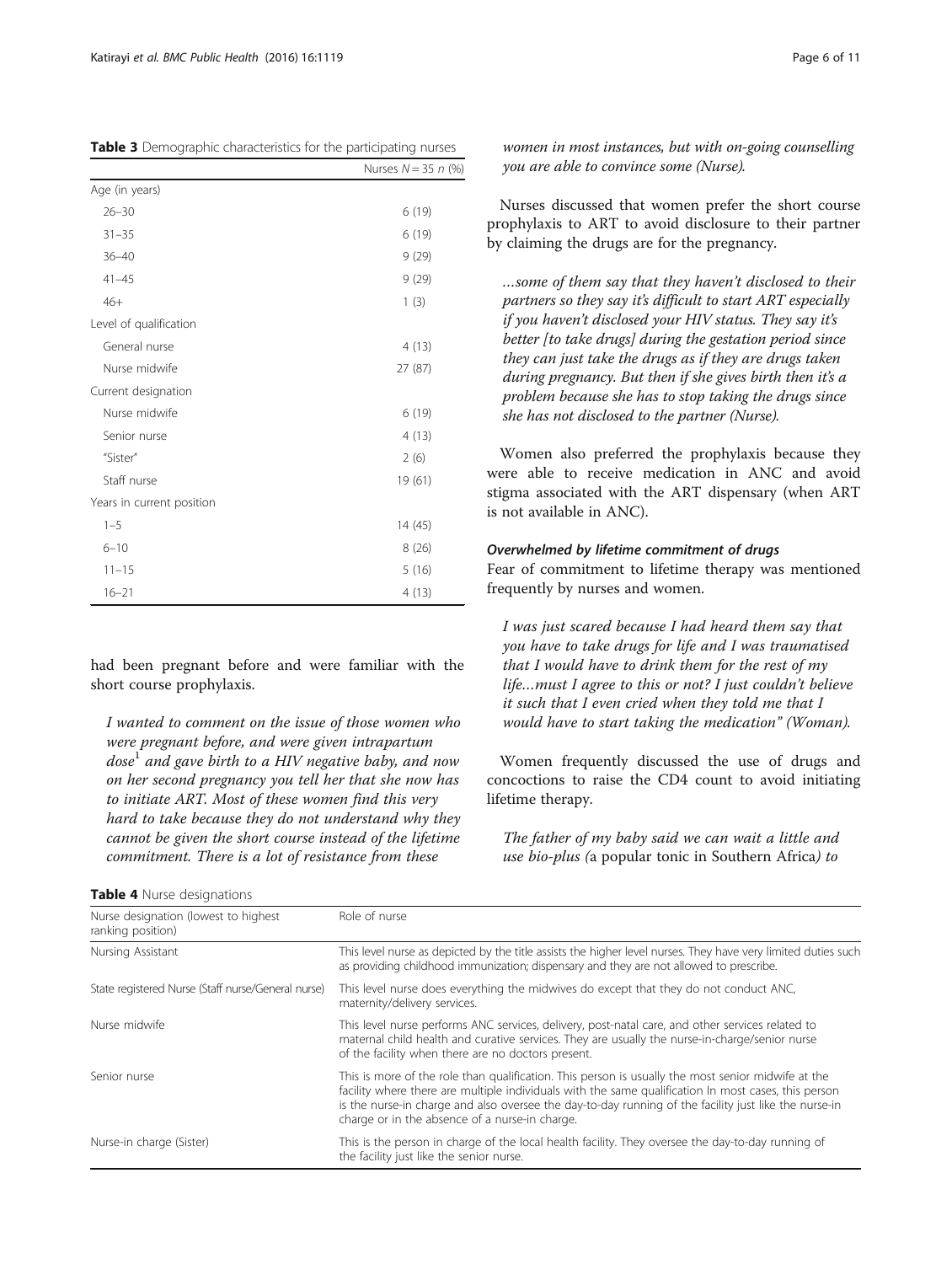**Table 3** Demographic characteristics for the participating nurses

| | Nurses $N = 35$ $n$ (%) |
|---|---|
| Age (in years) | |
| 26–30 | 6 (19) |
| 31–35 | 6 (19) |
| 36–40 | 9 (29) |
| 41–45 | 9 (29) |
| 46+ | 1 (3) |
| Level of qualification | |
| General nurse | 4 (13) |
| Nurse midwife | 27 (87) |
| Current designation | |
| Nurse midwife | 6 (19) |
| Senior nurse | 4 (13) |
| "Sister" | 2 (6) |
| Staff nurse | 19 (61) |
| Years in current position | |
| 1–5 | 14 (45) |
| 6–10 | 8 (26) |
| 11–15 | 5 (16) |
| 16–21 | 4 (13) |

had been pregnant before and were familiar with the short course prophylaxis.

> *I wanted to comment on the issue of those women who were pregnant before, and were given intrapartum dose*[1] *and gave birth to a HIV negative baby, and now on her second pregnancy you tell her that she now has to initiate ART. Most of these women find this very hard to take because they do not understand why they cannot be given the short course instead of the lifetime commitment. There is a lot of resistance from these women in most instances, but with on-going counselling you are able to convince some (Nurse).*

Nurses discussed that women prefer the short course prophylaxis to ART to avoid disclosure to their partner by claiming the drugs are for the pregnancy.

> *…some of them say that they haven't disclosed to their partners so they say it's difficult to start ART especially if you haven't disclosed your HIV status. They say it's better [to take drugs] during the gestation period since they can just take the drugs as if they are drugs taken during pregnancy. But then if she gives birth then it's a problem because she has to stop taking the drugs since she has not disclosed to the partner (Nurse).*

Women also preferred the prophylaxis because they were able to receive medication in ANC and avoid stigma associated with the ART dispensary (when ART is not available in ANC).

#### *Overwhelmed by lifetime commitment of drugs*

Fear of commitment to lifetime therapy was mentioned frequently by nurses and women.

> *I was just scared because I had heard them say that you have to take drugs for life and I was traumatised that I would have to drink them for the rest of my life…must I agree to this or not? I just couldn't believe it such that I even cried when they told me that I would have to start taking the medication" (Woman).*

Women frequently discussed the use of drugs and concoctions to raise the CD4 count to avoid initiating lifetime therapy.

> *The father of my baby said we can wait a little and use bio-plus (*a popular tonic in Southern Africa*) to*

**Table 4** Nurse designations

| Nurse designation (lowest to highest ranking position) | Role of nurse |
|---|---|
| Nursing Assistant | This level nurse as depicted by the title assists the higher level nurses. They have very limited duties such as providing childhood immunization; dispensary and they are not allowed to prescribe. |
| State registered Nurse (Staff nurse/General nurse) | This level nurse does everything the midwives do except that they do not conduct ANC, maternity/delivery services. |
| Nurse midwife | This level nurse performs ANC services, delivery, post-natal care, and other services related to maternal child health and curative services. They are usually the nurse-in-charge/senior nurse of the facility when there are no doctors present. |
| Senior nurse | This is more of the role than qualification. This person is usually the most senior midwife at the facility where there are multiple individuals with the same qualification In most cases, this person is the nurse-in charge and also oversee the day-to-day running of the facility just like the nurse-in charge or in the absence of a nurse-in charge. |
| Nurse-in charge (Sister) | This is the person in charge of the local health facility. They oversee the day-to-day running of the facility just like the senior nurse. |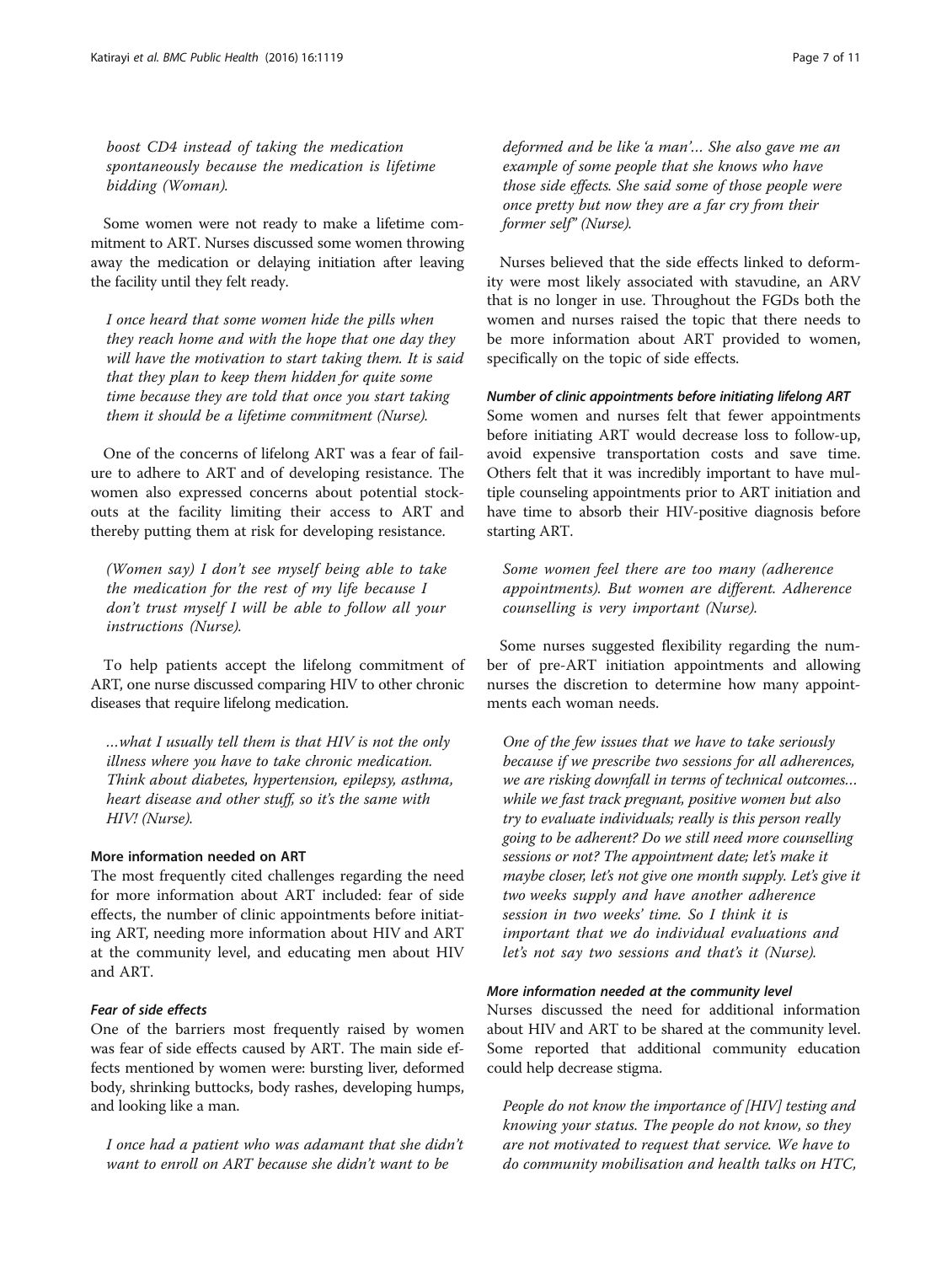*boost CD4 instead of taking the medication spontaneously because the medication is lifetime bidding (Woman).*

Some women were not ready to make a lifetime commitment to ART. Nurses discussed some women throwing away the medication or delaying initiation after leaving the facility until they felt ready.

> *I once heard that some women hide the pills when they reach home and with the hope that one day they will have the motivation to start taking them. It is said that they plan to keep them hidden for quite some time because they are told that once you start taking them it should be a lifetime commitment (Nurse).*

One of the concerns of lifelong ART was a fear of failure to adhere to ART and of developing resistance. The women also expressed concerns about potential stockouts at the facility limiting their access to ART and thereby putting them at risk for developing resistance.

> *(Women say) I don't see myself being able to take the medication for the rest of my life because I don't trust myself I will be able to follow all your instructions (Nurse).*

To help patients accept the lifelong commitment of ART, one nurse discussed comparing HIV to other chronic diseases that require lifelong medication.

> *…what I usually tell them is that HIV is not the only illness where you have to take chronic medication. Think about diabetes, hypertension, epilepsy, asthma, heart disease and other stuff, so it's the same with HIV! (Nurse).*

### More information needed on ART

The most frequently cited challenges regarding the need for more information about ART included: fear of side effects, the number of clinic appointments before initiating ART, needing more information about HIV and ART at the community level, and educating men about HIV and ART.

#### *Fear of side effects*

One of the barriers most frequently raised by women was fear of side effects caused by ART. The main side effects mentioned by women were: bursting liver, deformed body, shrinking buttocks, body rashes, developing humps, and looking like a man.

> *I once had a patient who was adamant that she didn't want to enroll on ART because she didn't want to be deformed and be like 'a man'… She also gave me an example of some people that she knows who have those side effects. She said some of those people were once pretty but now they are a far cry from their former self" (Nurse).*

Nurses believed that the side effects linked to deformity were most likely associated with stavudine, an ARV that is no longer in use. Throughout the FGDs both the women and nurses raised the topic that there needs to be more information about ART provided to women, specifically on the topic of side effects.

#### *Number of clinic appointments before initiating lifelong ART*

Some women and nurses felt that fewer appointments before initiating ART would decrease loss to follow-up, avoid expensive transportation costs and save time. Others felt that it was incredibly important to have multiple counseling appointments prior to ART initiation and have time to absorb their HIV-positive diagnosis before starting ART.

> *Some women feel there are too many (adherence appointments). But women are different. Adherence counselling is very important (Nurse).*

Some nurses suggested flexibility regarding the number of pre-ART initiation appointments and allowing nurses the discretion to determine how many appointments each woman needs.

> *One of the few issues that we have to take seriously because if we prescribe two sessions for all adherences, we are risking downfall in terms of technical outcomes… while we fast track pregnant, positive women but also try to evaluate individuals; really is this person really going to be adherent? Do we still need more counselling sessions or not? The appointment date; let's make it maybe closer, let's not give one month supply. Let's give it two weeks supply and have another adherence session in two weeks' time. So I think it is important that we do individual evaluations and let's not say two sessions and that's it (Nurse).*

#### *More information needed at the community level*

Nurses discussed the need for additional information about HIV and ART to be shared at the community level. Some reported that additional community education could help decrease stigma.

> *People do not know the importance of [HIV] testing and knowing your status. The people do not know, so they are not motivated to request that service. We have to do community mobilisation and health talks on HTC,*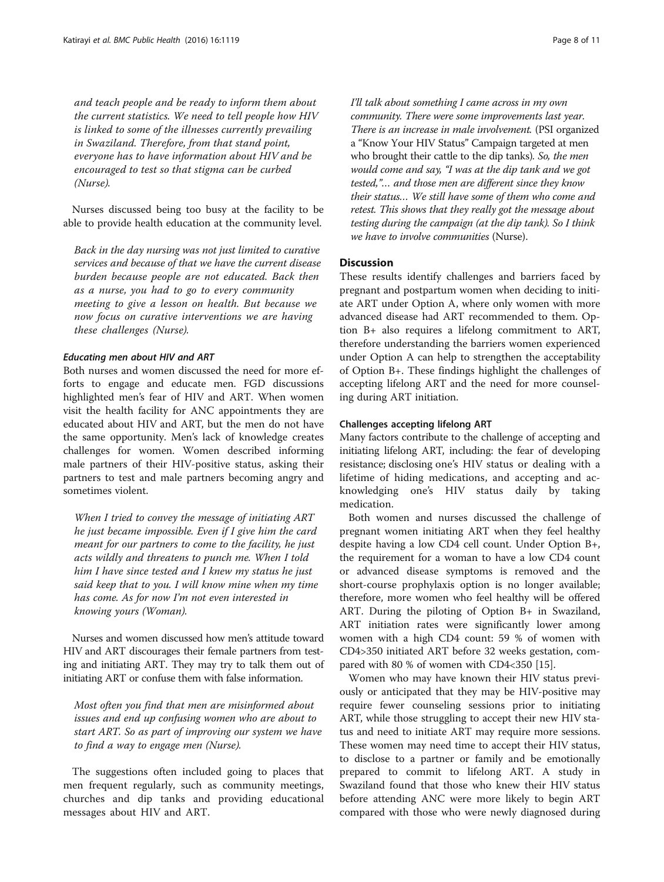*and teach people and be ready to inform them about the current statistics. We need to tell people how HIV is linked to some of the illnesses currently prevailing in Swaziland. Therefore, from that stand point, everyone has to have information about HIV and be encouraged to test so that stigma can be curbed (Nurse).*

Nurses discussed being too busy at the facility to be able to provide health education at the community level.

*Back in the day nursing was not just limited to curative services and because of that we have the current disease burden because people are not educated. Back then as a nurse, you had to go to every community meeting to give a lesson on health. But because we now focus on curative interventions we are having these challenges (Nurse).*

#### Educating men about HIV and ART

Both nurses and women discussed the need for more efforts to engage and educate men. FGD discussions highlighted men's fear of HIV and ART. When women visit the health facility for ANC appointments they are educated about HIV and ART, but the men do not have the same opportunity. Men's lack of knowledge creates challenges for women. Women described informing male partners of their HIV-positive status, asking their partners to test and male partners becoming angry and sometimes violent.

*When I tried to convey the message of initiating ART he just became impossible. Even if I give him the card meant for our partners to come to the facility, he just acts wildly and threatens to punch me. When I told him I have since tested and I knew my status he just said keep that to you. I will know mine when my time has come. As for now I'm not even interested in knowing yours (Woman).*

Nurses and women discussed how men's attitude toward HIV and ART discourages their female partners from testing and initiating ART. They may try to talk them out of initiating ART or confuse them with false information.

*Most often you find that men are misinformed about issues and end up confusing women who are about to start ART. So as part of improving our system we have to find a way to engage men (Nurse).*

The suggestions often included going to places that men frequent regularly, such as community meetings, churches and dip tanks and providing educational messages about HIV and ART.

*I'll talk about something I came across in my own community. There were some improvements last year. There is an increase in male involvement.* (PSI organized a "Know Your HIV Status" Campaign targeted at men who brought their cattle to the dip tanks). *So, the men would come and say, "I was at the dip tank and we got tested,"… and those men are different since they know their status… We still have some of them who come and retest. This shows that they really got the message about testing during the campaign (at the dip tank). So I think we have to involve communities* (Nurse).

## Discussion

These results identify challenges and barriers faced by pregnant and postpartum women when deciding to initiate ART under Option A, where only women with more advanced disease had ART recommended to them. Option B+ also requires a lifelong commitment to ART, therefore understanding the barriers women experienced under Option A can help to strengthen the acceptability of Option B+. These findings highlight the challenges of accepting lifelong ART and the need for more counseling during ART initiation.

### Challenges accepting lifelong ART

Many factors contribute to the challenge of accepting and initiating lifelong ART, including: the fear of developing resistance; disclosing one's HIV status or dealing with a lifetime of hiding medications, and accepting and acknowledging one's HIV status daily by taking medication.

Both women and nurses discussed the challenge of pregnant women initiating ART when they feel healthy despite having a low CD4 cell count. Under Option B+, the requirement for a woman to have a low CD4 count or advanced disease symptoms is removed and the short-course prophylaxis option is no longer available; therefore, more women who feel healthy will be offered ART. During the piloting of Option B+ in Swaziland, ART initiation rates were significantly lower among women with a high CD4 count: 59 % of women with CD4>350 initiated ART before 32 weeks gestation, compared with 80 % of women with CD4<350 [15].

Women who may have known their HIV status previously or anticipated that they may be HIV-positive may require fewer counseling sessions prior to initiating ART, while those struggling to accept their new HIV status and need to initiate ART may require more sessions. These women may need time to accept their HIV status, to disclose to a partner or family and be emotionally prepared to commit to lifelong ART. A study in Swaziland found that those who knew their HIV status before attending ANC were more likely to begin ART compared with those who were newly diagnosed during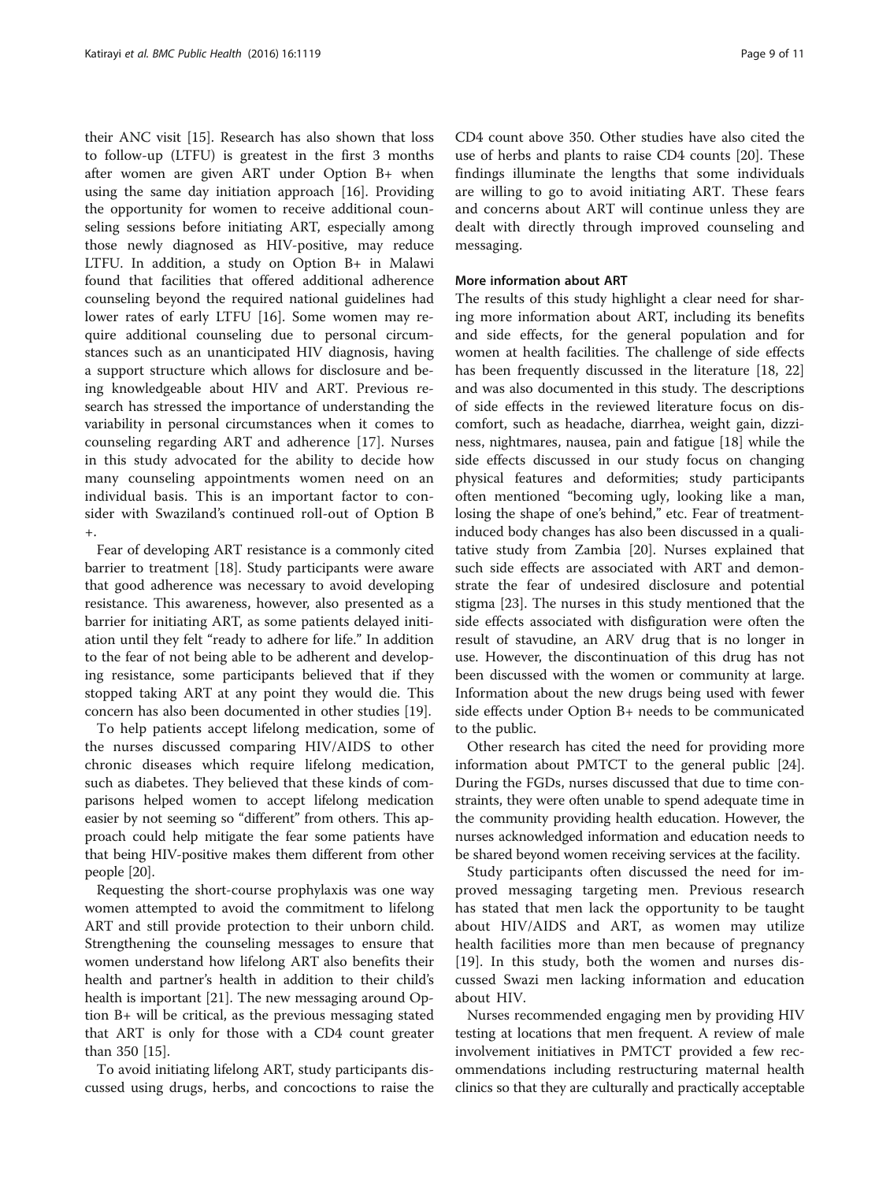their ANC visit [15]. Research has also shown that loss to follow-up (LTFU) is greatest in the first 3 months after women are given ART under Option B+ when using the same day initiation approach [16]. Providing the opportunity for women to receive additional counseling sessions before initiating ART, especially among those newly diagnosed as HIV-positive, may reduce LTFU. In addition, a study on Option B+ in Malawi found that facilities that offered additional adherence counseling beyond the required national guidelines had lower rates of early LTFU [16]. Some women may require additional counseling due to personal circumstances such as an unanticipated HIV diagnosis, having a support structure which allows for disclosure and being knowledgeable about HIV and ART. Previous research has stressed the importance of understanding the variability in personal circumstances when it comes to counseling regarding ART and adherence [17]. Nurses in this study advocated for the ability to decide how many counseling appointments women need on an individual basis. This is an important factor to consider with Swaziland's continued roll-out of Option B+.

Fear of developing ART resistance is a commonly cited barrier to treatment [18]. Study participants were aware that good adherence was necessary to avoid developing resistance. This awareness, however, also presented as a barrier for initiating ART, as some patients delayed initiation until they felt "ready to adhere for life." In addition to the fear of not being able to be adherent and developing resistance, some participants believed that if they stopped taking ART at any point they would die. This concern has also been documented in other studies [19].

To help patients accept lifelong medication, some of the nurses discussed comparing HIV/AIDS to other chronic diseases which require lifelong medication, such as diabetes. They believed that these kinds of comparisons helped women to accept lifelong medication easier by not seeming so "different" from others. This approach could help mitigate the fear some patients have that being HIV-positive makes them different from other people [20].

Requesting the short-course prophylaxis was one way women attempted to avoid the commitment to lifelong ART and still provide protection to their unborn child. Strengthening the counseling messages to ensure that women understand how lifelong ART also benefits their health and partner's health in addition to their child's health is important [21]. The new messaging around Option B+ will be critical, as the previous messaging stated that ART is only for those with a CD4 count greater than 350 [15].

To avoid initiating lifelong ART, study participants discussed using drugs, herbs, and concoctions to raise the CD4 count above 350. Other studies have also cited the use of herbs and plants to raise CD4 counts [20]. These findings illuminate the lengths that some individuals are willing to go to avoid initiating ART. These fears and concerns about ART will continue unless they are dealt with directly through improved counseling and messaging.

#### More information about ART

The results of this study highlight a clear need for sharing more information about ART, including its benefits and side effects, for the general population and for women at health facilities. The challenge of side effects has been frequently discussed in the literature [18, 22] and was also documented in this study. The descriptions of side effects in the reviewed literature focus on discomfort, such as headache, diarrhea, weight gain, dizziness, nightmares, nausea, pain and fatigue [18] while the side effects discussed in our study focus on changing physical features and deformities; study participants often mentioned "becoming ugly, looking like a man, losing the shape of one's behind," etc. Fear of treatment-induced body changes has also been discussed in a qualitative study from Zambia [20]. Nurses explained that such side effects are associated with ART and demonstrate the fear of undesired disclosure and potential stigma [23]. The nurses in this study mentioned that the side effects associated with disfiguration were often the result of stavudine, an ARV drug that is no longer in use. However, the discontinuation of this drug has not been discussed with the women or community at large. Information about the new drugs being used with fewer side effects under Option B+ needs to be communicated to the public.

Other research has cited the need for providing more information about PMTCT to the general public [24]. During the FGDs, nurses discussed that due to time constraints, they were often unable to spend adequate time in the community providing health education. However, the nurses acknowledged information and education needs to be shared beyond women receiving services at the facility.

Study participants often discussed the need for improved messaging targeting men. Previous research has stated that men lack the opportunity to be taught about HIV/AIDS and ART, as women may utilize health facilities more than men because of pregnancy [19]. In this study, both the women and nurses discussed Swazi men lacking information and education about HIV.

Nurses recommended engaging men by providing HIV testing at locations that men frequent. A review of male involvement initiatives in PMTCT provided a few recommendations including restructuring maternal health clinics so that they are culturally and practically acceptable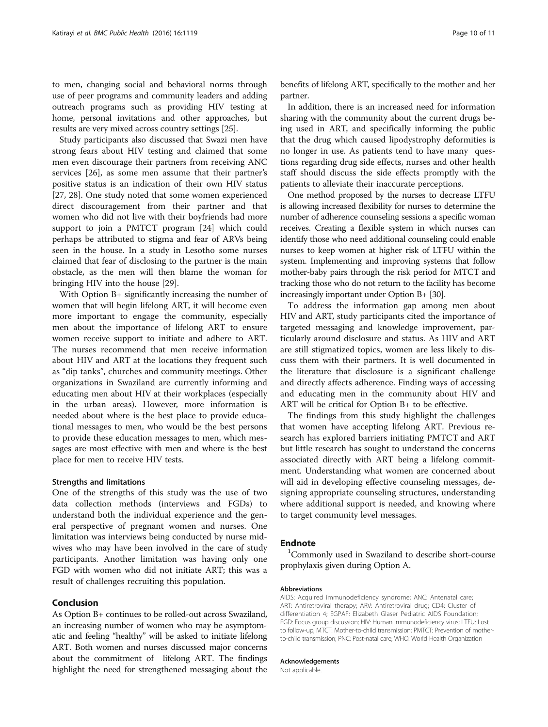to men, changing social and behavioral norms through use of peer programs and community leaders and adding outreach programs such as providing HIV testing at home, personal invitations and other approaches, but results are very mixed across country settings [25].

Study participants also discussed that Swazi men have strong fears about HIV testing and claimed that some men even discourage their partners from receiving ANC services [26], as some men assume that their partner's positive status is an indication of their own HIV status [27, 28]. One study noted that some women experienced direct discouragement from their partner and that women who did not live with their boyfriends had more support to join a PMTCT program [24] which could perhaps be attributed to stigma and fear of ARVs being seen in the house. In a study in Lesotho some nurses claimed that fear of disclosing to the partner is the main obstacle, as the men will then blame the woman for bringing HIV into the house [29].

With Option B+ significantly increasing the number of women that will begin lifelong ART, it will become even more important to engage the community, especially men about the importance of lifelong ART to ensure women receive support to initiate and adhere to ART. The nurses recommend that men receive information about HIV and ART at the locations they frequent such as "dip tanks", churches and community meetings. Other organizations in Swaziland are currently informing and educating men about HIV at their workplaces (especially in the urban areas). However, more information is needed about where is the best place to provide educational messages to men, who would be the best persons to provide these education messages to men, which messages are most effective with men and where is the best place for men to receive HIV tests.

### Strengths and limitations

One of the strengths of this study was the use of two data collection methods (interviews and FGDs) to understand both the individual experience and the general perspective of pregnant women and nurses. One limitation was interviews being conducted by nurse midwives who may have been involved in the care of study participants. Another limitation was having only one FGD with women who did not initiate ART; this was a result of challenges recruiting this population.

## Conclusion

As Option B+ continues to be rolled-out across Swaziland, an increasing number of women who may be asymptomatic and feeling "healthy" will be asked to initiate lifelong ART. Both women and nurses discussed major concerns about the commitment of lifelong ART. The findings highlight the need for strengthened messaging about the benefits of lifelong ART, specifically to the mother and her partner.

In addition, there is an increased need for information sharing with the community about the current drugs being used in ART, and specifically informing the public that the drug which caused lipodystrophy deformities is no longer in use. As patients tend to have many questions regarding drug side effects, nurses and other health staff should discuss the side effects promptly with the patients to alleviate their inaccurate perceptions.

One method proposed by the nurses to decrease LTFU is allowing increased flexibility for nurses to determine the number of adherence counseling sessions a specific woman receives. Creating a flexible system in which nurses can identify those who need additional counseling could enable nurses to keep women at higher risk of LTFU within the system. Implementing and improving systems that follow mother-baby pairs through the risk period for MTCT and tracking those who do not return to the facility has become increasingly important under Option B+ [30].

To address the information gap among men about HIV and ART, study participants cited the importance of targeted messaging and knowledge improvement, particularly around disclosure and status. As HIV and ART are still stigmatized topics, women are less likely to discuss them with their partners. It is well documented in the literature that disclosure is a significant challenge and directly affects adherence. Finding ways of accessing and educating men in the community about HIV and ART will be critical for Option B+ to be effective.

The findings from this study highlight the challenges that women have accepting lifelong ART. Previous research has explored barriers initiating PMTCT and ART but little research has sought to understand the concerns associated directly with ART being a lifelong commitment. Understanding what women are concerned about will aid in developing effective counseling messages, designing appropriate counseling structures, understanding where additional support is needed, and knowing where to target community level messages.

## Endnote

[1]Commonly used in Swaziland to describe short-course prophylaxis given during Option A.

#### Abbreviations

AIDS: Acquired immunodeficiency syndrome; ANC: Antenatal care; ART: Antiretroviral therapy; ARV: Antiretroviral drug; CD4: Cluster of differentiation 4; EGPAF: Elizabeth Glaser Pediatric AIDS Foundation; FGD: Focus group discussion; HIV: Human immunodeficiency virus; LTFU: Lost to follow-up; MTCT: Mother-to-child transmission; PMTCT: Prevention of mother-to-child transmission; PNC: Post-natal care; WHO: World Health Organization

#### Acknowledgements

Not applicable.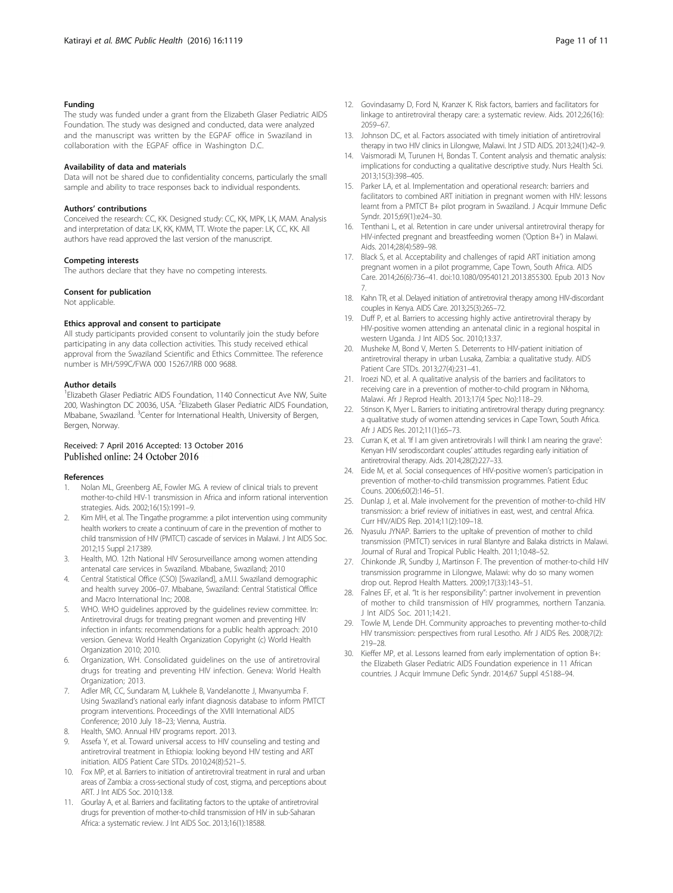#### Funding

The study was funded under a grant from the Elizabeth Glaser Pediatric AIDS Foundation. The study was designed and conducted, data were analyzed and the manuscript was written by the EGPAF office in Swaziland in collaboration with the EGPAF office in Washington D.C.

#### Availability of data and materials

Data will not be shared due to confidentiality concerns, particularly the small sample and ability to trace responses back to individual respondents.

#### Authors' contributions

Conceived the research: CC, KK. Designed study: CC, KK, MPK, LK, MAM. Analysis and interpretation of data: LK, KK, KMM, TT. Wrote the paper: LK, CC, KK. All authors have read approved the last version of the manuscript.

#### Competing interests

The authors declare that they have no competing interests.

#### Consent for publication

Not applicable.

#### Ethics approval and consent to participate

All study participants provided consent to voluntarily join the study before participating in any data collection activities. This study received ethical approval from the Swaziland Scientific and Ethics Committee. The reference number is MH/599C/FWA 000 15267/IRB 000 9688.

#### Author details

[1]Elizabeth Glaser Pediatric AIDS Foundation, 1140 Connecticut Ave NW, Suite 200, Washington DC 20036, USA. [2]Elizabeth Glaser Pediatric AIDS Foundation, Mbabane, Swaziland. [3]Center for International Health, University of Bergen, Bergen, Norway.

Received: 7 April 2016 Accepted: 13 October 2016
Published online: 24 October 2016

#### References

1. Nolan ML, Greenberg AE, Fowler MG. A review of clinical trials to prevent mother-to-child HIV-1 transmission in Africa and inform rational intervention strategies. Aids. 2002;16(15):1991–9.
2. Kim MH, et al. The Tingathe programme: a pilot intervention using community health workers to create a continuum of care in the prevention of mother to child transmission of HIV (PMTCT) cascade of services in Malawi. J Int AIDS Soc. 2012;15 Suppl 2:17389.
3. Health, MO. 12th National HIV Serosurveillance among women attending antenatal care services in Swaziland. Mbabane, Swaziland; 2010
4. Central Statistical Office (CSO) [Swaziland], a.M.I.I. Swaziland demographic and health survey 2006–07. Mbabane, Swaziland: Central Statistical Office and Macro International Inc; 2008.
5. WHO. WHO guidelines approved by the guidelines review committee. In: Antiretroviral drugs for treating pregnant women and preventing HIV infection in infants: recommendations for a public health approach: 2010 version. Geneva: World Health Organization Copyright (c) World Health Organization 2010; 2010.
6. Organization, WH. Consolidated guidelines on the use of antiretroviral drugs for treating and preventing HIV infection. Geneva: World Health Organization; 2013.
7. Adler MR, CC, Sundaram M, Lukhele B, Vandelanotte J, Mwanyumba F. Using Swaziland's national early infant diagnosis database to inform PMTCT program interventions. Proceedings of the XVIII International AIDS Conference; 2010 July 18–23; Vienna, Austria.
8. Health, SMO. Annual HIV programs report. 2013.
9. Assefa Y, et al. Toward universal access to HIV counseling and testing and antiretroviral treatment in Ethiopia: looking beyond HIV testing and ART initiation. AIDS Patient Care STDs. 2010;24(8):521–5.
10. Fox MP, et al. Barriers to initiation of antiretroviral treatment in rural and urban areas of Zambia: a cross-sectional study of cost, stigma, and perceptions about ART. J Int AIDS Soc. 2010;13:8.
11. Gourlay A, et al. Barriers and facilitating factors to the uptake of antiretroviral drugs for prevention of mother-to-child transmission of HIV in sub-Saharan Africa: a systematic review. J Int AIDS Soc. 2013;16(1):18588.
12. Govindasamy D, Ford N, Kranzer K. Risk factors, barriers and facilitators for linkage to antiretroviral therapy care: a systematic review. Aids. 2012;26(16): 2059–67.
13. Johnson DC, et al. Factors associated with timely initiation of antiretroviral therapy in two HIV clinics in Lilongwe, Malawi. Int J STD AIDS. 2013;24(1):42–9.
14. Vaismoradi M, Turunen H, Bondas T. Content analysis and thematic analysis: implications for conducting a qualitative descriptive study. Nurs Health Sci. 2013;15(3):398–405.
15. Parker LA, et al. Implementation and operational research: barriers and facilitators to combined ART initiation in pregnant women with HIV: lessons learnt from a PMTCT B+ pilot program in Swaziland. J Acquir Immune Defic Syndr. 2015;69(1):e24–30.
16. Tenthani L, et al. Retention in care under universal antiretroviral therapy for HIV-infected pregnant and breastfeeding women ('Option B+') in Malawi. Aids. 2014;28(4):589–98.
17. Black S, et al. Acceptability and challenges of rapid ART initiation among pregnant women in a pilot programme, Cape Town, South Africa. AIDS Care. 2014;26(6):736–41. doi:10.1080/09540121.2013.855300. Epub 2013 Nov 7.
18. Kahn TR, et al. Delayed initiation of antiretroviral therapy among HIV-discordant couples in Kenya. AIDS Care. 2013;25(3):265–72.
19. Duff P, et al. Barriers to accessing highly active antiretroviral therapy by HIV-positive women attending an antenatal clinic in a regional hospital in western Uganda. J Int AIDS Soc. 2010;13:37.
20. Musheke M, Bond V, Merten S. Deterrents to HIV-patient initiation of antiretroviral therapy in urban Lusaka, Zambia: a qualitative study. AIDS Patient Care STDs. 2013;27(4):231–41.
21. Iroezi ND, et al. A qualitative analysis of the barriers and facilitators to receiving care in a prevention of mother-to-child program in Nkhoma, Malawi. Afr J Reprod Health. 2013;17(4 Spec No):118–29.
22. Stinson K, Myer L. Barriers to initiating antiretroviral therapy during pregnancy: a qualitative study of women attending services in Cape Town, South Africa. Afr J AIDS Res. 2012;11(1):65–73.
23. Curran K, et al. 'If I am given antiretrovirals I will think I am nearing the grave': Kenyan HIV serodiscordant couples' attitudes regarding early initiation of antiretroviral therapy. Aids. 2014;28(2):227–33.
24. Eide M, et al. Social consequences of HIV-positive women's participation in prevention of mother-to-child transmission programmes. Patient Educ Couns. 2006;60(2):146–51.
25. Dunlap J, et al. Male involvement for the prevention of mother-to-child HIV transmission: a brief review of initiatives in east, west, and central Africa. Curr HIV/AIDS Rep. 2014;11(2):109–18.
26. Nyasulu JYNAP. Barriers to the upltake of prevention of mother to child transmission (PMTCT) services in rural Blantyre and Balaka districts in Malawi. Journal of Rural and Tropical Public Health. 2011;10:48–52.
27. Chinkonde JR, Sundby J, Martinson F. The prevention of mother-to-child HIV transmission programme in Lilongwe, Malawi: why do so many women drop out. Reprod Health Matters. 2009;17(33):143–51.
28. Falnes EF, et al. "It is her responsibility": partner involvement in prevention of mother to child transmission of HIV programmes, northern Tanzania. J Int AIDS Soc. 2011;14:21.
29. Towle M, Lende DH. Community approaches to preventing mother-to-child HIV transmission: perspectives from rural Lesotho. Afr J AIDS Res. 2008;7(2): 219–28.
30. Kieffer MP, et al. Lessons learned from early implementation of option B+: the Elizabeth Glaser Pediatric AIDS Foundation experience in 11 African countries. J Acquir Immune Defic Syndr. 2014;67 Suppl 4:S188–94.